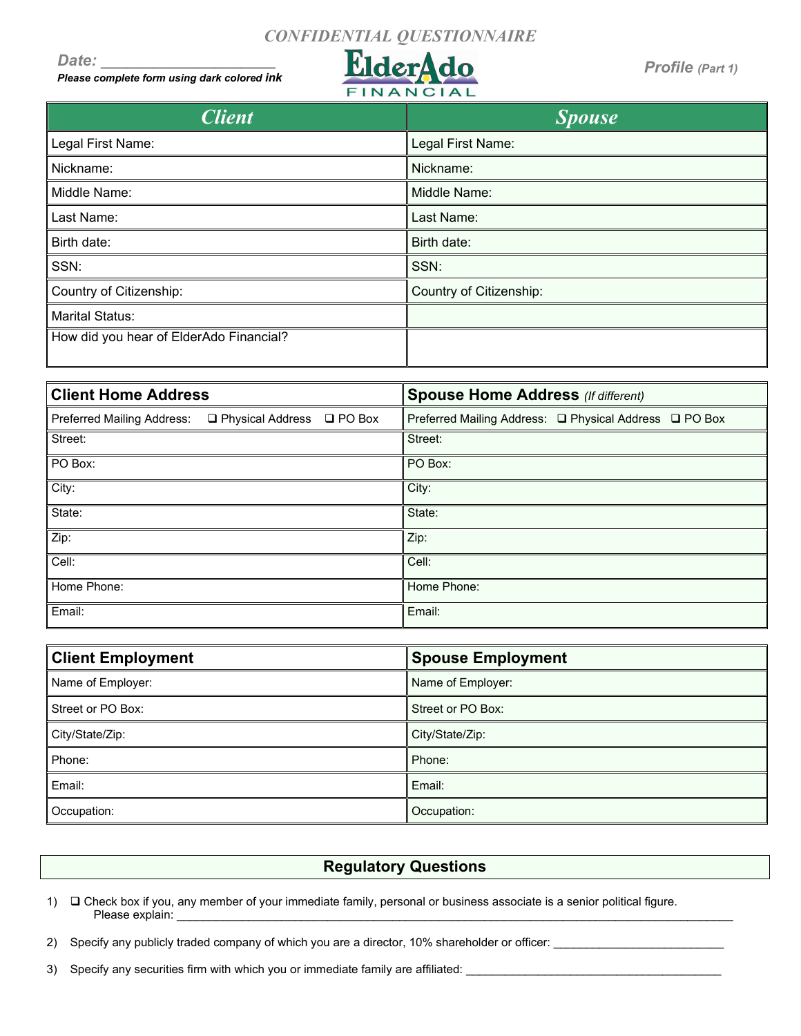CONFIDENTIAL QUESTIONNAIRE

**Date:** ____________________

***Please complete form using dark colored ink***

ElderAdo FINANCIAL

**Profile** *(Part 1)*

| *Client* | *Spouse* |
|---|---|
| Legal First Name: | Legal First Name: |
| Nickname: | Nickname: |
| Middle Name: | Middle Name: |
| Last Name: | Last Name: |
| Birth date: | Birth date: |
| SSN: | SSN: |
| Country of Citizenship: | Country of Citizenship: |
| Marital Status: | |
| How did you hear of ElderAdo Financial? | |

| **Client Home Address** | **Spouse Home Address** *(If different)* |
|---|---|
| Preferred Mailing Address: ❑ Physical Address ❑ PO Box | Preferred Mailing Address: ❑ Physical Address ❑ PO Box |
| Street: | Street: |
| PO Box: | PO Box: |
| City: | City: |
| State: | State: |
| Zip: | Zip: |
| Cell: | Cell: |
| Home Phone: | Home Phone: |
| Email: | Email: |

| **Client Employment** | **Spouse Employment** |
|---|---|
| Name of Employer: | Name of Employer: |
| Street or PO Box: | Street or PO Box: |
| City/State/Zip: | City/State/Zip: |
| Phone: | Phone: |
| Email: | Email: |
| Occupation: | Occupation: |

## Regulatory Questions

1) ❑ Check box if you, any member of your immediate family, personal or business associate is a senior political figure.
   Please explain: ______________________________________________________________________________

2) Specify any publicly traded company of which you are a director, 10% shareholder or officer: __________________________

3) Specify any securities firm with which you or immediate family are affiliated: _______________________________________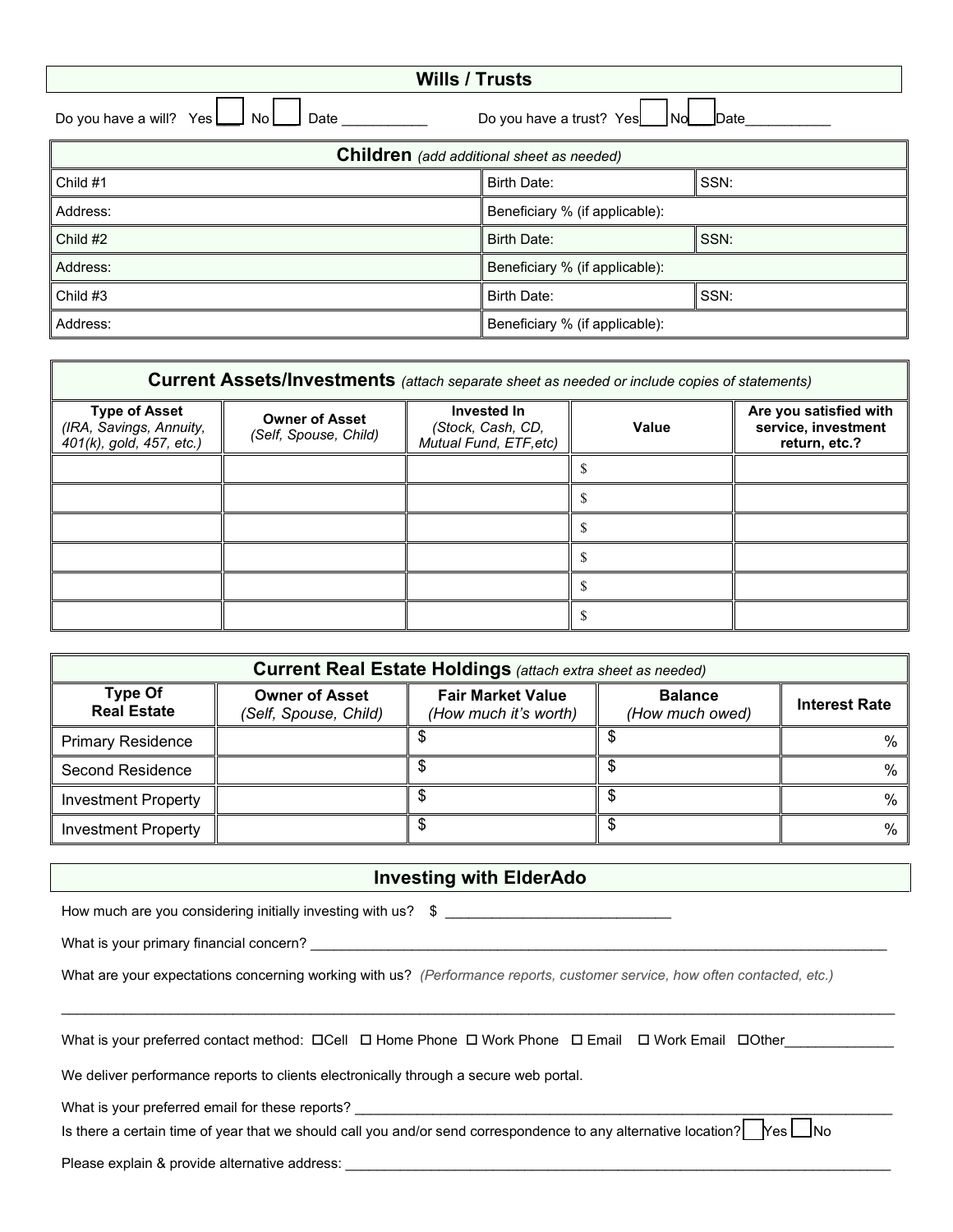## Wills / Trusts

Do you have a will? Yes ☐ No ☐ Date ___________ Do you have a trust? Yes ☐ No ☐ Date___________

| **Children** *(add additional sheet as needed)* | | |
|---|---|---|
| Child #1 | Birth Date: | SSN: |
| Address: | Beneficiary % (if applicable): | |
| Child #2 | Birth Date: | SSN: |
| Address: | Beneficiary % (if applicable): | |
| Child #3 | Birth Date: | SSN: |
| Address: | Beneficiary % (if applicable): | |

## Current Assets/Investments *(attach separate sheet as needed or include copies of statements)*

| Type of Asset *(IRA, Savings, Annuity, 401(k), gold, 457, etc.)* | Owner of Asset *(Self, Spouse, Child)* | Invested In *(Stock, Cash, CD, Mutual Fund, ETF,etc)* | Value | Are you satisfied with service, investment return, etc.? |
|---|---|---|---|---|
| | | | $ | |
| | | | $ | |
| | | | $ | |
| | | | $ | |
| | | | $ | |
| | | | $ | |

## Current Real Estate Holdings *(attach extra sheet as needed)*

| Type Of Real Estate | Owner of Asset *(Self, Spouse, Child)* | Fair Market Value *(How much it's worth)* | Balance *(How much owed)* | Interest Rate |
|---|---|---|---|---|
| Primary Residence | | $ | $ | % |
| Second Residence | | $ | $ | % |
| Investment Property | | $ | $ | % |
| Investment Property | | $ | $ | % |

## Investing with ElderAdo

How much are you considering initially investing with us? $ ____________________________

What is your primary financial concern? ___________________________________________________________________________

What are your expectations concerning working with us? *(Performance reports, customer service, how often contacted, etc.)*

_____________________________________________________________________________________________________

What is your preferred contact method: ☐Cell ☐ Home Phone ☐ Work Phone ☐ Email ☐ Work Email ☐Other_____________

We deliver performance reports to clients electronically through a secure web portal.

What is your preferred email for these reports? ______________________________________________________________

Is there a certain time of year that we should call you and/or send correspondence to any alternative location? ☐Yes ☐No

Please explain & provide alternative address: _________________________________________________________________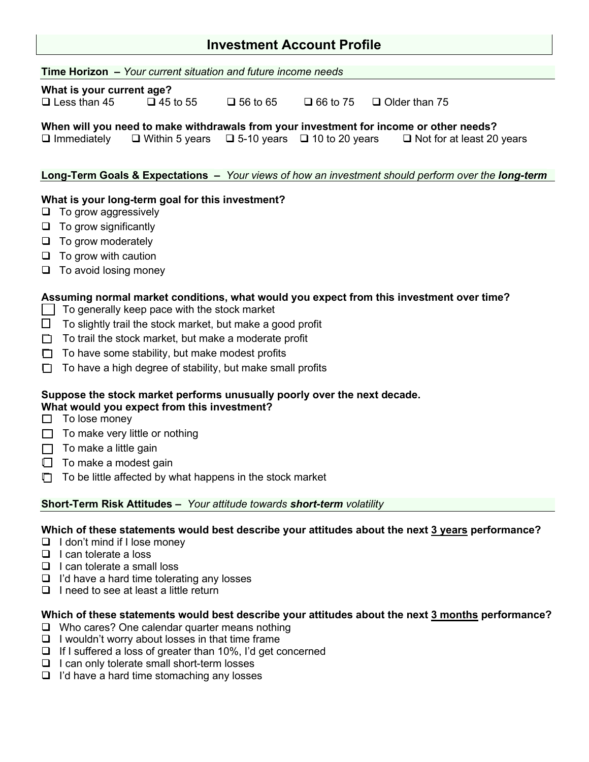# Investment Account Profile

**Time Horizon –** *Your current situation and future income needs*

**What is your current age?**

- [ ] Less than 45
- [ ] 45 to 55
- [ ] 56 to 65
- [ ] 66 to 75
- [ ] Older than 75

**When will you need to make withdrawals from your investment for income or other needs?**

- [ ] Immediately
- [ ] Within 5 years
- [ ] 5-10 years
- [ ] 10 to 20 years
- [ ] Not for at least 20 years

**Long-Term Goals & Expectations –** *Your views of how an investment should perform over the* ***long-term***

**What is your long-term goal for this investment?**

- [ ] To grow aggressively
- [ ] To grow significantly
- [ ] To grow moderately
- [ ] To grow with caution
- [ ] To avoid losing money

**Assuming normal market conditions, what would you expect from this investment over time?**

- [ ] To generally keep pace with the stock market
- [ ] To slightly trail the stock market, but make a good profit
- [ ] To trail the stock market, but make a moderate profit
- [ ] To have some stability, but make modest profits
- [ ] To have a high degree of stability, but make small profits

**Suppose the stock market performs unusually poorly over the next decade.**
**What would you expect from this investment?**

- [ ] To lose money
- [ ] To make very little or nothing
- [ ] To make a little gain
- [ ] To make a modest gain
- [ ] To be little affected by what happens in the stock market

**Short-Term Risk Attitudes –** *Your attitude towards* ***short-term*** *volatility*

**Which of these statements would best describe your attitudes about the next 3 years performance?**

- [ ] I don't mind if I lose money
- [ ] I can tolerate a loss
- [ ] I can tolerate a small loss
- [ ] I'd have a hard time tolerating any losses
- [ ] I need to see at least a little return

**Which of these statements would best describe your attitudes about the next 3 months performance?**

- [ ] Who cares? One calendar quarter means nothing
- [ ] I wouldn't worry about losses in that time frame
- [ ] If I suffered a loss of greater than 10%, I'd get concerned
- [ ] I can only tolerate small short-term losses
- [ ] I'd have a hard time stomaching any losses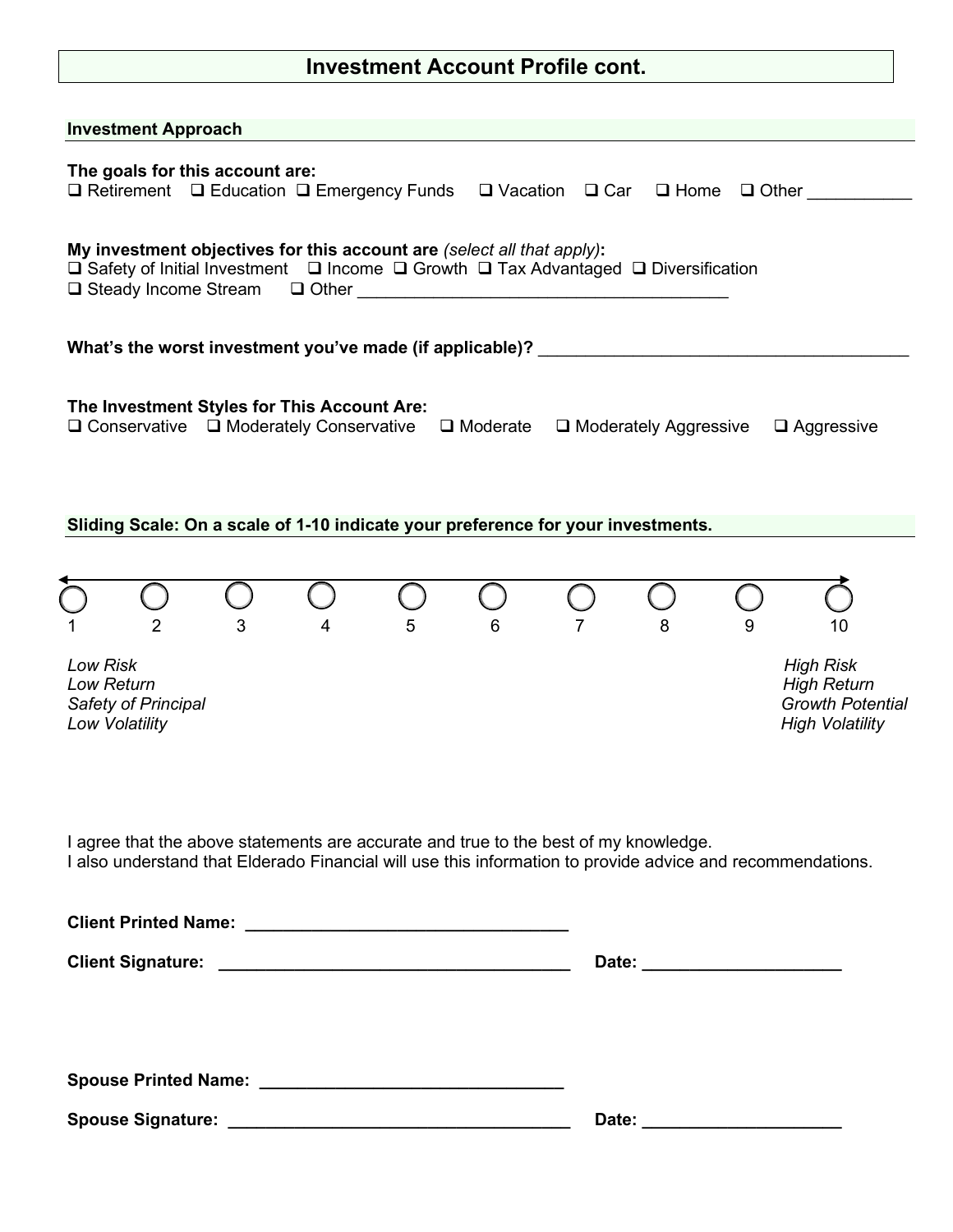# Investment Account Profile cont.

## Investment Approach

**The goals for this account are:**
❑ Retirement ❑ Education ❑ Emergency Funds ❑ Vacation ❑ Car ❑ Home ❑ Other ___________

**My investment objectives for this account are** *(select all that apply)***:**
❑ Safety of Initial Investment ❑ Income ❑ Growth ❑ Tax Advantaged ❑ Diversification
❑ Steady Income Stream ❑ Other ________________________________________

**What's the worst investment you've made (if applicable)?** ________________________________________

**The Investment Styles for This Account Are:**
❑ Conservative ❑ Moderately Conservative ❑ Moderate ❑ Moderately Aggressive ❑ Aggressive

## Sliding Scale: On a scale of 1-10 indicate your preference for your investments.

◯ 1 ◯ 2 ◯ 3 ◯ 4 ◯ 5 ◯ 6 ◯ 7 ◯ 8 ◯ 9 ◯ 10

*Low Risk*
*Low Return*
*Safety of Principal*
*Low Volatility*

*High Risk*
*High Return*
*Growth Potential*
*High Volatility*

I agree that the above statements are accurate and true to the best of my knowledge.
I also understand that Elderado Financial will use this information to provide advice and recommendations.

**Client Printed Name:** __________________________________

**Client Signature:** _____________________________________ **Date:** _____________________

**Spouse Printed Name:** ________________________________

**Spouse Signature:** ____________________________________ **Date:** _____________________